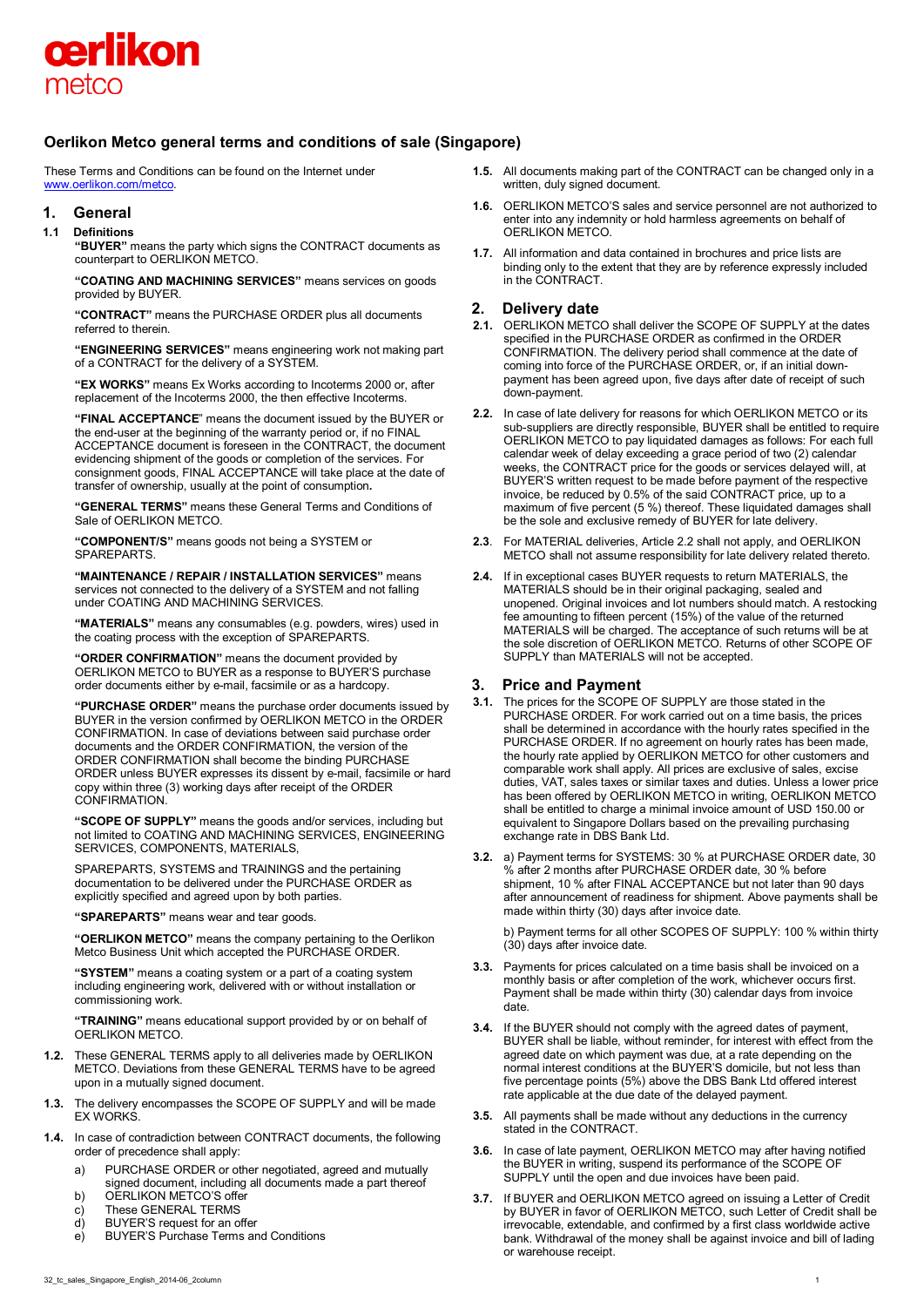# Oerlikon Metco general terms and conditions of sale (Singapore)

These Terms and Conditions can be found on the Internet under www.oerlikon.com/metco.

## 1. General

### 1.1 Definitions

**"BUYER"** means the party which signs the CONTRACT documents as counterpart to OERLIKON METCO.

**"COATING AND MACHINING SERVICES"** means services on goods provided by BUYER.

**"CONTRACT"** means the PURCHASE ORDER plus all documents referred to therein.

**"ENGINEERING SERVICES"** means engineering work not making part of a CONTRACT for the delivery of a SYSTEM.

**"EX WORKS"** means Ex Works according to Incoterms 2000 or, after replacement of the Incoterms 2000, the then effective Incoterms.

**"FINAL ACCEPTANCE"** means the document issued by the BUYER or the end-user at the beginning of the warranty period or, if no FINAL ACCEPTANCE document is foreseen in the CONTRACT, the document evidencing shipment of the goods or completion of the services. For consignment goods, FINAL ACCEPTANCE will take place at the date of transfer of ownership, usually at the point of consumption**.**

**"GENERAL TERMS"** means these General Terms and Conditions of Sale of OERLIKON METCO.

**"COMPONENT/S"** means goods not being a SYSTEM or SPAREPARTS.

**"MAINTENANCE / REPAIR / INSTALLATION SERVICES"** means services not connected to the delivery of a SYSTEM and not falling under COATING AND MACHINING SERVICES.

**"MATERIALS"** means any consumables (e.g. powders, wires) used in the coating process with the exception of SPAREPARTS.

**"ORDER CONFIRMATION"** means the document provided by OERLIKON METCO to BUYER as a response to BUYER'S purchase order documents either by e-mail, facsimile or as a hardcopy.

**"PURCHASE ORDER"** means the purchase order documents issued by BUYER in the version confirmed by OERLIKON METCO in the ORDER CONFIRMATION. In case of deviations between said purchase order documents and the ORDER CONFIRMATION, the version of the ORDER CONFIRMATION shall become the binding PURCHASE ORDER unless BUYER expresses its dissent by e-mail, facsimile or hard copy within three (3) working days after receipt of the ORDER CONFIRMATION.

**"SCOPE OF SUPPLY"** means the goods and/or services, including but not limited to COATING AND MACHINING SERVICES, ENGINEERING SERVICES, COMPONENTS, MATERIALS,

SPAREPARTS, SYSTEMS and TRAININGS and the pertaining documentation to be delivered under the PURCHASE ORDER as explicitly specified and agreed upon by both parties.

**"SPAREPARTS"** means wear and tear goods.

**"OERLIKON METCO"** means the company pertaining to the Oerlikon Metco Business Unit which accepted the PURCHASE ORDER.

**"SYSTEM"** means a coating system or a part of a coating system including engineering work, delivered with or without installation or commissioning work.

**"TRAINING"** means educational support provided by or on behalf of OERLIKON METCO.

**1.2.** These GENERAL TERMS apply to all deliveries made by OERLIKON METCO. Deviations from these GENERAL TERMS have to be agreed upon in a mutually signed document.

**1.3.** The delivery encompasses the SCOPE OF SUPPLY and will be made EX WORKS.

**1.4.** In case of contradiction between CONTRACT documents, the following order of precedence shall apply:

a) PURCHASE ORDER or other negotiated, agreed and mutually signed document, including all documents made a part thereof
b) OERLIKON METCO'S offer
c) These GENERAL TERMS
d) BUYER'S request for an offer
e) BUYER'S Purchase Terms and Conditions

**1.5.** All documents making part of the CONTRACT can be changed only in a written, duly signed document.

**1.6.** OERLIKON METCO'S sales and service personnel are not authorized to enter into any indemnity or hold harmless agreements on behalf of OERLIKON METCO.

**1.7.** All information and data contained in brochures and price lists are binding only to the extent that they are by reference expressly included in the CONTRACT.

## 2. Delivery date

**2.1.** OERLIKON METCO shall deliver the SCOPE OF SUPPLY at the dates specified in the PURCHASE ORDER as confirmed in the ORDER CONFIRMATION. The delivery period shall commence at the date of coming into force of the PURCHASE ORDER, or, if an initial down-payment has been agreed upon, five days after date of receipt of such down-payment.

**2.2.** In case of late delivery for reasons for which OERLIKON METCO or its sub-suppliers are directly responsible, BUYER shall be entitled to require OERLIKON METCO to pay liquidated damages as follows: For each full calendar week of delay exceeding a grace period of two (2) calendar weeks, the CONTRACT price for the goods or services delayed will, at BUYER'S written request to be made before payment of the respective invoice, be reduced by 0.5% of the said CONTRACT price, up to a maximum of five percent (5 %) thereof. These liquidated damages shall be the sole and exclusive remedy of BUYER for late delivery.

**2.3**. For MATERIAL deliveries, Article 2.2 shall not apply, and OERLIKON METCO shall not assume responsibility for late delivery related thereto.

**2.4.** If in exceptional cases BUYER requests to return MATERIALS, the MATERIALS should be in their original packaging, sealed and unopened. Original invoices and lot numbers should match. A restocking fee amounting to fifteen percent (15%) of the value of the returned MATERIALS will be charged. The acceptance of such returns will be at the sole discretion of OERLIKON METCO. Returns of other SCOPE OF SUPPLY than MATERIALS will not be accepted.

## 3. Price and Payment

**3.1.** The prices for the SCOPE OF SUPPLY are those stated in the PURCHASE ORDER. For work carried out on a time basis, the prices shall be determined in accordance with the hourly rates specified in the PURCHASE ORDER. If no agreement on hourly rates has been made, the hourly rate applied by OERLIKON METCO for other customers and comparable work shall apply. All prices are exclusive of sales, excise duties, VAT, sales taxes or similar taxes and duties. Unless a lower price has been offered by OERLIKON METCO in writing, OERLIKON METCO shall be entitled to charge a minimal invoice amount of USD 150.00 or equivalent to Singapore Dollars based on the prevailing purchasing exchange rate in DBS Bank Ltd.

**3.2.** a) Payment terms for SYSTEMS: 30 % at PURCHASE ORDER date, 30 % after 2 months after PURCHASE ORDER date, 30 % before shipment, 10 % after FINAL ACCEPTANCE but not later than 90 days after announcement of readiness for shipment. Above payments shall be made within thirty (30) days after invoice date.

b) Payment terms for all other SCOPES OF SUPPLY: 100 % within thirty (30) days after invoice date.

**3.3.** Payments for prices calculated on a time basis shall be invoiced on a monthly basis or after completion of the work, whichever occurs first. Payment shall be made within thirty (30) calendar days from invoice date.

**3.4.** If the BUYER should not comply with the agreed dates of payment, BUYER shall be liable, without reminder, for interest with effect from the agreed date on which payment was due, at a rate depending on the normal interest conditions at the BUYER'S domicile, but not less than five percentage points (5%) above the DBS Bank Ltd offered interest rate applicable at the due date of the delayed payment.

**3.5.** All payments shall be made without any deductions in the currency stated in the CONTRACT.

**3.6.** In case of late payment, OERLIKON METCO may after having notified the BUYER in writing, suspend its performance of the SCOPE OF SUPPLY until the open and due invoices have been paid.

**3.7.** If BUYER and OERLIKON METCO agreed on issuing a Letter of Credit by BUYER in favor of OERLIKON METCO, such Letter of Credit shall be irrevocable, extendable, and confirmed by a first class worldwide active bank. Withdrawal of the money shall be against invoice and bill of lading or warehouse receipt.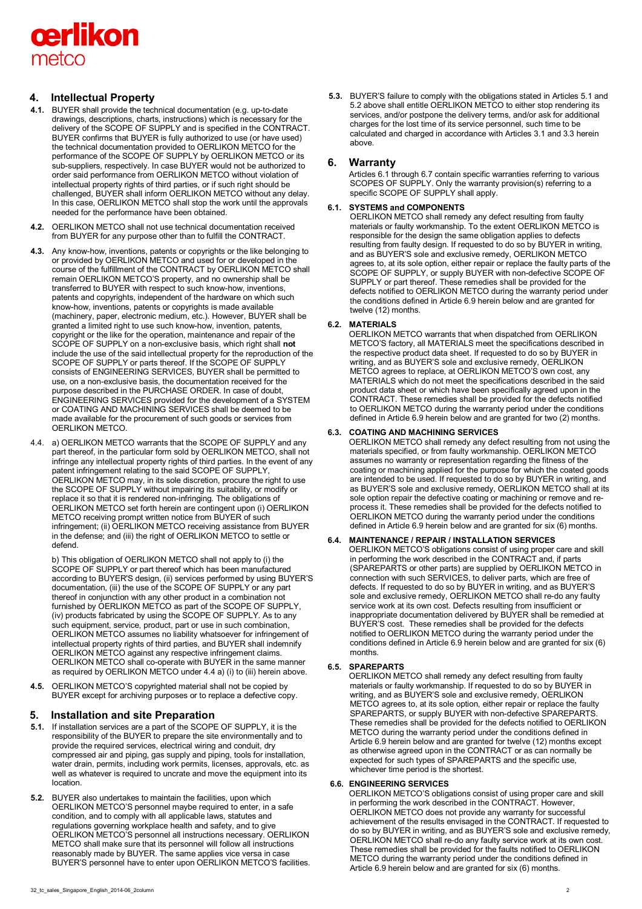## 4. Intellectual Property

**4.1.** BUYER shall provide the technical documentation (e.g. up-to-date drawings, descriptions, charts, instructions) which is necessary for the delivery of the SCOPE OF SUPPLY and is specified in the CONTRACT. BUYER confirms that BUYER is fully authorized to use (or have used) the technical documentation provided to OERLIKON METCO for the performance of the SCOPE OF SUPPLY by OERLIKON METCO or its sub-suppliers, respectively. In case BUYER would not be authorized to order said performance from OERLIKON METCO without violation of intellectual property rights of third parties, or if such right should be challenged, BUYER shall inform OERLIKON METCO without any delay. In this case, OERLIKON METCO shall stop the work until the approvals needed for the performance have been obtained.

**4.2.** OERLIKON METCO shall not use technical documentation received from BUYER for any purpose other than to fulfill the CONTRACT.

**4.3.** Any know-how, inventions, patents or copyrights or the like belonging to or provided by OERLIKON METCO and used for or developed in the course of the fulfillment of the CONTRACT by OERLIKON METCO shall remain OERLIKON METCO'S property, and no ownership shall be transferred to BUYER with respect to such know-how, inventions, patents and copyrights, independent of the hardware on which such know-how, inventions, patents or copyrights is made available (machinery, paper, electronic medium, etc.). However, BUYER shall be granted a limited right to use such know-how, invention, patents, copyright or the like for the operation, maintenance and repair of the SCOPE OF SUPPLY on a non-exclusive basis, which right shall **not** include the use of the said intellectual property for the reproduction of the SCOPE OF SUPPLY or parts thereof. If the SCOPE OF SUPPLY consists of ENGINEERING SERVICES, BUYER shall be permitted to use, on a non-exclusive basis, the documentation received for the purpose described in the PURCHASE ORDER. In case of doubt, ENGINEERING SERVICES provided for the development of a SYSTEM or COATING AND MACHINING SERVICES shall be deemed to be made available for the procurement of such goods or services from OERLIKON METCO.

4.4. a) OERLIKON METCO warrants that the SCOPE OF SUPPLY and any part thereof, in the particular form sold by OERLIKON METCO, shall not infringe any intellectual property rights of third parties. In the event of any patent infringement relating to the said SCOPE OF SUPPLY, OERLIKON METCO may, in its sole discretion, procure the right to use the SCOPE OF SUPPLY without impairing its suitability, or modify or replace it so that it is rendered non-infringing. The obligations of OERLIKON METCO set forth herein are contingent upon (i) OERLIKON METCO receiving prompt written notice from BUYER of such infringement; (ii) OERLIKON METCO receiving assistance from BUYER in the defense; and (iii) the right of OERLIKON METCO to settle or defend.

b) This obligation of OERLIKON METCO shall not apply to (i) the SCOPE OF SUPPLY or part thereof which has been manufactured according to BUYER'S design, (ii) services performed by using BUYER'S documentation, (iii) the use of the SCOPE OF SUPPLY or any part thereof in conjunction with any other product in a combination not furnished by OERLIKON METCO as part of the SCOPE OF SUPPLY, (iv) products fabricated by using the SCOPE OF SUPPLY. As to any such equipment, service, product, part or use in such combination, OERLIKON METCO assumes no liability whatsoever for infringement of intellectual property rights of third parties, and BUYER shall indemnify OERLIKON METCO against any respective infringement claims. OERLIKON METCO shall co-operate with BUYER in the same manner as required by OERLIKON METCO under 4.4 a) (i) to (iii) herein above.

**4.5.** OERLIKON METCO'S copyrighted material shall not be copied by BUYER except for archiving purposes or to replace a defective copy.

## 5. Installation and site Preparation

**5.1.** If installation services are a part of the SCOPE OF SUPPLY, it is the responsibility of the BUYER to prepare the site environmentally and to provide the required services, electrical wiring and conduit, dry compressed air and piping, gas supply and piping, tools for installation, water drain, permits, including work permits, licenses, approvals, etc. as well as whatever is required to uncrate and move the equipment into its location.

**5.2.** BUYER also undertakes to maintain the facilities, upon which OERLIKON METCO'S personnel maybe required to enter, in a safe condition, and to comply with all applicable laws, statutes and regulations governing workplace health and safety, and to give OERLIKON METCO'S personnel all instructions necessary. OERLIKON METCO shall make sure that its personnel will follow all instructions reasonably made by BUYER. The same applies vice versa in case BUYER'S personnel have to enter upon OERLIKON METCO'S facilities.

**5.3.** BUYER'S failure to comply with the obligations stated in Articles 5.1 and 5.2 above shall entitle OERLIKON METCO to either stop rendering its services, and/or postpone the delivery terms, and/or ask for additional charges for the lost time of its service personnel, such time to be calculated and charged in accordance with Articles 3.1 and 3.3 herein above.

## 6. Warranty

Articles 6.1 through 6.7 contain specific warranties referring to various SCOPES OF SUPPLY. Only the warranty provision(s) referring to a specific SCOPE OF SUPPLY shall apply.

### 6.1. SYSTEMS and COMPONENTS

OERLIKON METCO shall remedy any defect resulting from faulty materials or faulty workmanship. To the extent OERLIKON METCO is responsible for the design the same obligation applies to defects resulting from faulty design. If requested to do so by BUYER in writing, and as BUYER'S sole and exclusive remedy, OERLIKON METCO agrees to, at its sole option, either repair or replace the faulty parts of the SCOPE OF SUPPLY, or supply BUYER with non-defective SCOPE OF SUPPLY or part thereof. These remedies shall be provided for the defects notified to OERLIKON METCO during the warranty period under the conditions defined in Article 6.9 herein below and are granted for twelve (12) months.

### 6.2. MATERIALS

OERLIKON METCO warrants that when dispatched from OERLIKON METCO'S factory, all MATERIALS meet the specifications described in the respective product data sheet. If requested to do so by BUYER in writing, and as BUYER'S sole and exclusive remedy, OERLIKON METCO agrees to replace, at OERLIKON METCO'S own cost, any MATERIALS which do not meet the specifications described in the said product data sheet or which have been specifically agreed upon in the CONTRACT. These remedies shall be provided for the defects notified to OERLIKON METCO during the warranty period under the conditions defined in Article 6.9 herein below and are granted for two (2) months.

### 6.3. COATING AND MACHINING SERVICES

OERLIKON METCO shall remedy any defect resulting from not using the materials specified, or from faulty workmanship. OERLIKON METCO assumes no warranty or representation regarding the fitness of the coating or machining applied for the purpose for which the coated goods are intended to be used. If requested to do so by BUYER in writing, and as BUYER'S sole and exclusive remedy, OERLIKON METCO shall at its sole option repair the defective coating or machining or remove and re-process it. These remedies shall be provided for the defects notified to OERLIKON METCO during the warranty period under the conditions defined in Article 6.9 herein below and are granted for six (6) months.

### 6.4. MAINTENANCE / REPAIR / INSTALLATION SERVICES

OERLIKON METCO'S obligations consist of using proper care and skill in performing the work described in the CONTRACT and, if parts (SPAREPARTS or other parts) are supplied by OERLIKON METCO in connection with such SERVICES, to deliver parts, which are free of defects. If requested to do so by BUYER in writing, and as BUYER'S sole and exclusive remedy, OERLIKON METCO shall re-do any faulty service work at its own cost. Defects resulting from insufficient or inappropriate documentation delivered by BUYER shall be remedied at BUYER'S cost. These remedies shall be provided for the defects notified to OERLIKON METCO during the warranty period under the conditions defined in Article 6.9 herein below and are granted for six (6) months.

### 6.5. SPAREPARTS

OERLIKON METCO shall remedy any defect resulting from faulty materials or faulty workmanship. If requested to do so by BUYER in writing, and as BUYER'S sole and exclusive remedy, OERLIKON METCO agrees to, at its sole option, either repair or replace the faulty SPAREPARTS, or supply BUYER with non-defective SPAREPARTS. These remedies shall be provided for the defects notified to OERLIKON METCO during the warranty period under the conditions defined in Article 6.9 herein below and are granted for twelve (12) months except as otherwise agreed upon in the CONTRACT or as can normally be expected for such types of SPAREPARTS and the specific use, whichever time period is the shortest.

### 6.6. ENGINEERING SERVICES

OERLIKON METCO'S obligations consist of using proper care and skill in performing the work described in the CONTRACT. However, OERLIKON METCO does not provide any warranty for successful achievement of the results envisaged in the CONTRACT. If requested to do so by BUYER in writing, and as BUYER'S sole and exclusive remedy, OERLIKON METCO shall re-do any faulty service work at its own cost. These remedies shall be provided for the faults notified to OERLIKON METCO during the warranty period under the conditions defined in Article 6.9 herein below and are granted for six (6) months.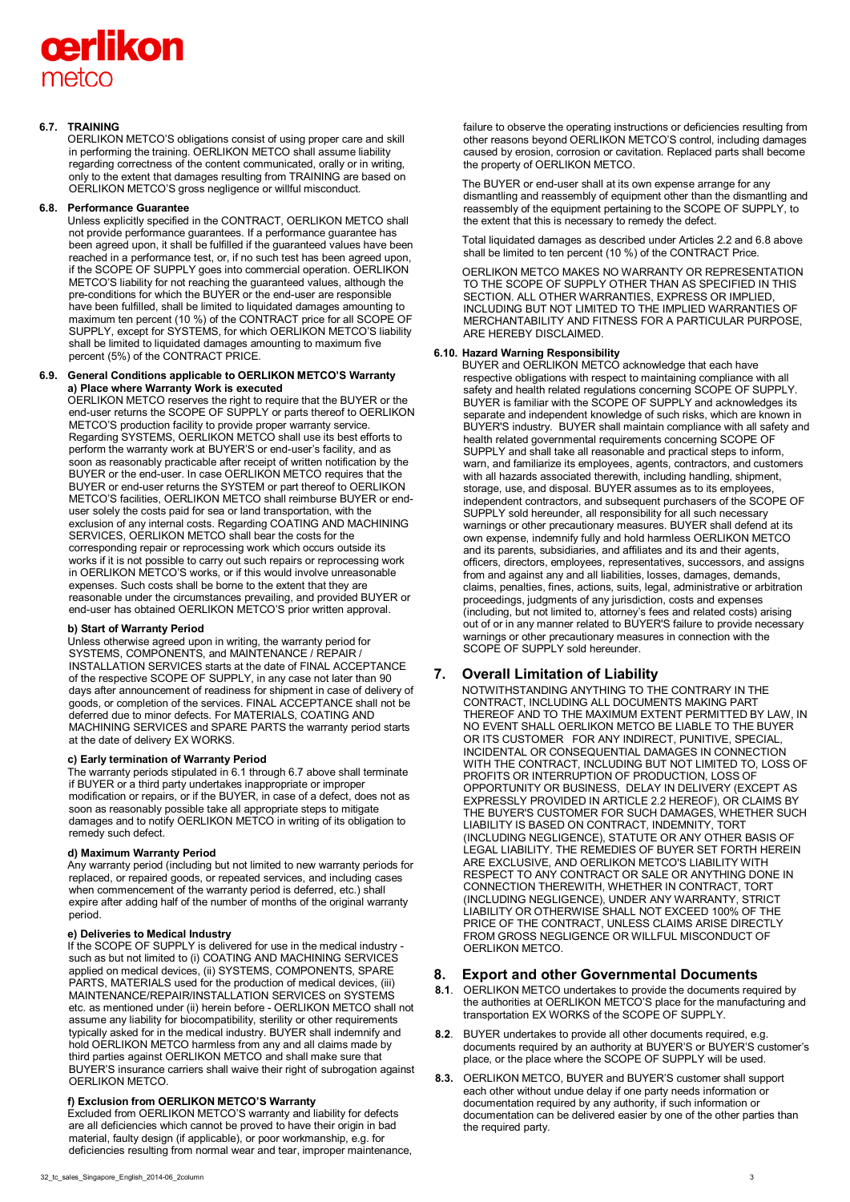#### 6.7. TRAINING

OERLIKON METCO'S obligations consist of using proper care and skill in performing the training. OERLIKON METCO shall assume liability regarding correctness of the content communicated, orally or in writing, only to the extent that damages resulting from TRAINING are based on OERLIKON METCO'S gross negligence or willful misconduct.

#### 6.8. Performance Guarantee

Unless explicitly specified in the CONTRACT, OERLIKON METCO shall not provide performance guarantees. If a performance guarantee has been agreed upon, it shall be fulfilled if the guaranteed values have been reached in a performance test, or, if no such test has been agreed upon, if the SCOPE OF SUPPLY goes into commercial operation. OERLIKON METCO'S liability for not reaching the guaranteed values, although the pre-conditions for which the BUYER or the end-user are responsible have been fulfilled, shall be limited to liquidated damages amounting to maximum ten percent (10 %) of the CONTRACT price for all SCOPE OF SUPPLY, except for SYSTEMS, for which OERLIKON METCO'S liability shall be limited to liquidated damages amounting to maximum five percent (5%) of the CONTRACT PRICE.

#### 6.9. General Conditions applicable to OERLIKON METCO'S Warranty

**a) Place where Warranty Work is executed**

OERLIKON METCO reserves the right to require that the BUYER or the end-user returns the SCOPE OF SUPPLY or parts thereof to OERLIKON METCO'S production facility to provide proper warranty service. Regarding SYSTEMS, OERLIKON METCO shall use its best efforts to perform the warranty work at BUYER'S or end-user's facility, and as soon as reasonably practicable after receipt of written notification by the BUYER or the end-user. In case OERLIKON METCO requires that the BUYER or end-user returns the SYSTEM or part thereof to OERLIKON METCO'S facilities, OERLIKON METCO shall reimburse BUYER or end-user solely the costs paid for sea or land transportation, with the exclusion of any internal costs. Regarding COATING AND MACHINING SERVICES, OERLIKON METCO shall bear the costs for the corresponding repair or reprocessing work which occurs outside its works if it is not possible to carry out such repairs or reprocessing work in OERLIKON METCO'S works, or if this would involve unreasonable expenses. Such costs shall be borne to the extent that they are reasonable under the circumstances prevailing, and provided BUYER or end-user has obtained OERLIKON METCO'S prior written approval.

**b) Start of Warranty Period**

Unless otherwise agreed upon in writing, the warranty period for SYSTEMS, COMPONENTS, and MAINTENANCE / REPAIR / INSTALLATION SERVICES starts at the date of FINAL ACCEPTANCE of the respective SCOPE OF SUPPLY, in any case not later than 90 days after announcement of readiness for shipment in case of delivery of goods, or completion of the services. FINAL ACCEPTANCE shall not be deferred due to minor defects. For MATERIALS, COATING AND MACHINING SERVICES and SPARE PARTS the warranty period starts at the date of delivery EX WORKS.

**c) Early termination of Warranty Period**

The warranty periods stipulated in 6.1 through 6.7 above shall terminate if BUYER or a third party undertakes inappropriate or improper modification or repairs, or if the BUYER, in case of a defect, does not as soon as reasonably possible take all appropriate steps to mitigate damages and to notify OERLIKON METCO in writing of its obligation to remedy such defect.

**d) Maximum Warranty Period**

Any warranty period (including but not limited to new warranty periods for replaced, or repaired goods, or repeated services, and including cases when commencement of the warranty period is deferred, etc.) shall expire after adding half of the number of months of the original warranty period.

**e) Deliveries to Medical Industry**

If the SCOPE OF SUPPLY is delivered for use in the medical industry - such as but not limited to (i) COATING AND MACHINING SERVICES applied on medical devices, (ii) SYSTEMS, COMPONENTS, SPARE PARTS, MATERIALS used for the production of medical devices, (iii) MAINTENANCE/REPAIR/INSTALLATION SERVICES on SYSTEMS etc. as mentioned under (ii) herein before - OERLIKON METCO shall not assume any liability for biocompatibility, sterility or other requirements typically asked for in the medical industry. BUYER shall indemnify and hold OERLIKON METCO harmless from any and all claims made by third parties against OERLIKON METCO and shall make sure that BUYER'S insurance carriers shall waive their right of subrogation against OERLIKON METCO.

**f) Exclusion from OERLIKON METCO'S Warranty**

Excluded from OERLIKON METCO'S warranty and liability for defects are all deficiencies which cannot be proved to have their origin in bad material, faulty design (if applicable), or poor workmanship, e.g. for deficiencies resulting from normal wear and tear, improper maintenance, failure to observe the operating instructions or deficiencies resulting from other reasons beyond OERLIKON METCO'S control, including damages caused by erosion, corrosion or cavitation. Replaced parts shall become the property of OERLIKON METCO.

The BUYER or end-user shall at its own expense arrange for any dismantling and reassembly of equipment other than the dismantling and reassembly of the equipment pertaining to the SCOPE OF SUPPLY, to the extent that this is necessary to remedy the defect.

Total liquidated damages as described under Articles 2.2 and 6.8 above shall be limited to ten percent (10 %) of the CONTRACT Price.

OERLIKON METCO MAKES NO WARRANTY OR REPRESENTATION TO THE SCOPE OF SUPPLY OTHER THAN AS SPECIFIED IN THIS SECTION. ALL OTHER WARRANTIES, EXPRESS OR IMPLIED, INCLUDING BUT NOT LIMITED TO THE IMPLIED WARRANTIES OF MERCHANTABILITY AND FITNESS FOR A PARTICULAR PURPOSE, ARE HEREBY DISCLAIMED.

#### 6.10. Hazard Warning Responsibility

BUYER and OERLIKON METCO acknowledge that each have respective obligations with respect to maintaining compliance with all safety and health related regulations concerning SCOPE OF SUPPLY. BUYER is familiar with the SCOPE OF SUPPLY and acknowledges its separate and independent knowledge of such risks, which are known in BUYER'S industry. BUYER shall maintain compliance with all safety and health related governmental requirements concerning SCOPE OF SUPPLY and shall take all reasonable and practical steps to inform, warn, and familiarize its employees, agents, contractors, and customers with all hazards associated therewith, including handling, shipment, storage, use, and disposal. BUYER assumes as to its employees, independent contractors, and subsequent purchasers of the SCOPE OF SUPPLY sold hereunder, all responsibility for all such necessary warnings or other precautionary measures. BUYER shall defend at its own expense, indemnify fully and hold harmless OERLIKON METCO and its parents, subsidiaries, and affiliates and its and their agents, officers, directors, employees, representatives, successors, and assigns from and against any and all liabilities, losses, damages, demands, claims, penalties, fines, actions, suits, legal, administrative or arbitration proceedings, judgments of any jurisdiction, costs and expenses (including, but not limited to, attorney's fees and related costs) arising out of or in any manner related to BUYER'S failure to provide necessary warnings or other precautionary measures in connection with the SCOPE OF SUPPLY sold hereunder.

## 7. Overall Limitation of Liability

NOTWITHSTANDING ANYTHING TO THE CONTRARY IN THE CONTRACT, INCLUDING ALL DOCUMENTS MAKING PART THEREOF AND TO THE MAXIMUM EXTENT PERMITTED BY LAW, IN NO EVENT SHALL OERLIKON METCO BE LIABLE TO THE BUYER OR ITS CUSTOMER FOR ANY INDIRECT, PUNITIVE, SPECIAL, INCIDENTAL OR CONSEQUENTIAL DAMAGES IN CONNECTION WITH THE CONTRACT, INCLUDING BUT NOT LIMITED TO, LOSS OF PROFITS OR INTERRUPTION OF PRODUCTION, LOSS OF OPPORTUNITY OR BUSINESS, DELAY IN DELIVERY (EXCEPT AS EXPRESSLY PROVIDED IN ARTICLE 2.2 HEREOF), OR CLAIMS BY THE BUYER'S CUSTOMER FOR SUCH DAMAGES, WHETHER SUCH LIABILITY IS BASED ON CONTRACT, INDEMNITY, TORT (INCLUDING NEGLIGENCE), STATUTE OR ANY OTHER BASIS OF LEGAL LIABILITY. THE REMEDIES OF BUYER SET FORTH HEREIN ARE EXCLUSIVE, AND OERLIKON METCO'S LIABILITY WITH RESPECT TO ANY CONTRACT OR SALE OR ANYTHING DONE IN CONNECTION THEREWITH, WHETHER IN CONTRACT, TORT (INCLUDING NEGLIGENCE), UNDER ANY WARRANTY, STRICT LIABILITY OR OTHERWISE SHALL NOT EXCEED 100% OF THE PRICE OF THE CONTRACT, UNLESS CLAIMS ARISE DIRECTLY FROM GROSS NEGLIGENCE OR WILLFUL MISCONDUCT OF OERLIKON METCO.

## 8. Export and other Governmental Documents

**8.1**. OERLIKON METCO undertakes to provide the documents required by the authorities at OERLIKON METCO'S place for the manufacturing and transportation EX WORKS of the SCOPE OF SUPPLY.

**8.2**. BUYER undertakes to provide all other documents required, e.g. documents required by an authority at BUYER'S or BUYER'S customer's place, or the place where the SCOPE OF SUPPLY will be used.

**8.3.** OERLIKON METCO, BUYER and BUYER'S customer shall support each other without undue delay if one party needs information or documentation required by any authority, if such information or documentation can be delivered easier by one of the other parties than the required party.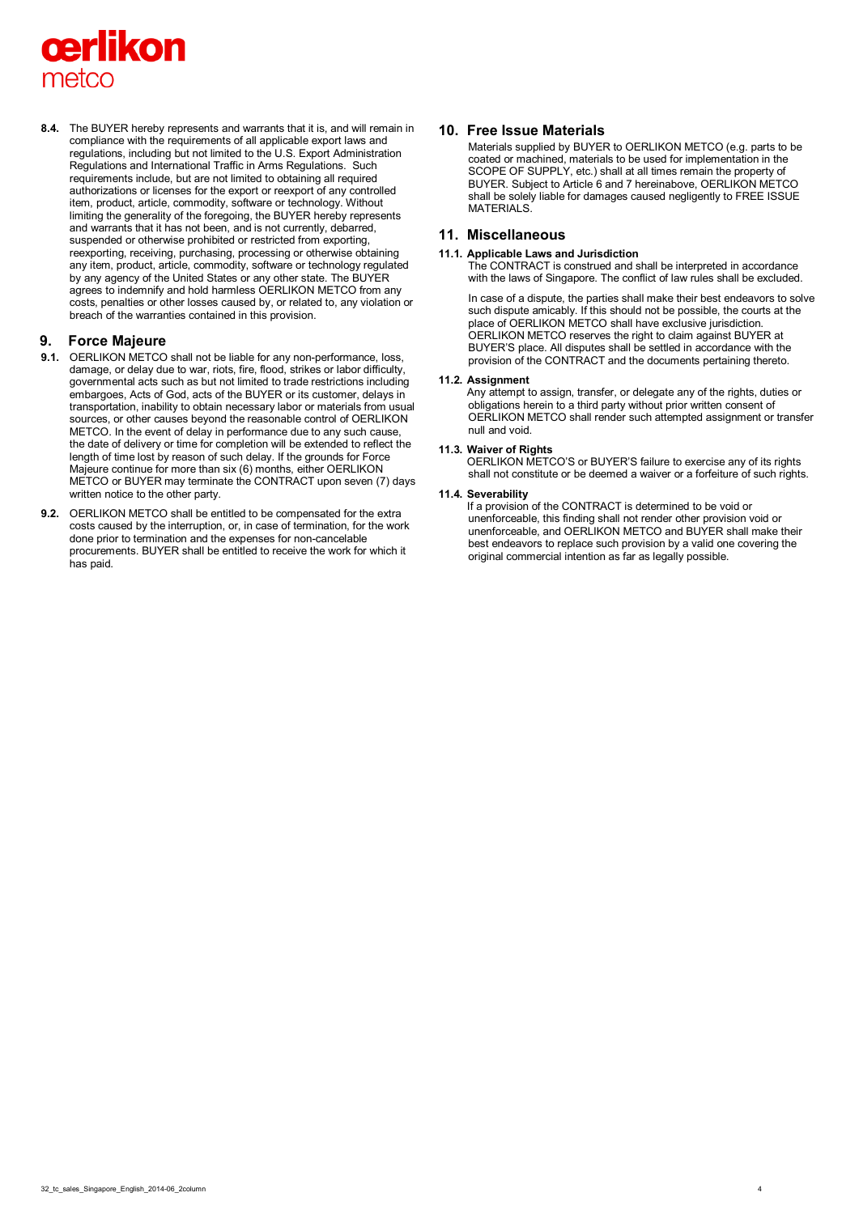**8.4.** The BUYER hereby represents and warrants that it is, and will remain in compliance with the requirements of all applicable export laws and regulations, including but not limited to the U.S. Export Administration Regulations and International Traffic in Arms Regulations. Such requirements include, but are not limited to obtaining all required authorizations or licenses for the export or reexport of any controlled item, product, article, commodity, software or technology. Without limiting the generality of the foregoing, the BUYER hereby represents and warrants that it has not been, and is not currently, debarred, suspended or otherwise prohibited or restricted from exporting, reexporting, receiving, purchasing, processing or otherwise obtaining any item, product, article, commodity, software or technology regulated by any agency of the United States or any other state. The BUYER agrees to indemnify and hold harmless OERLIKON METCO from any costs, penalties or other losses caused by, or related to, any violation or breach of the warranties contained in this provision.

## 9. Force Majeure

**9.1.** OERLIKON METCO shall not be liable for any non-performance, loss, damage, or delay due to war, riots, fire, flood, strikes or labor difficulty, governmental acts such as but not limited to trade restrictions including embargoes, Acts of God, acts of the BUYER or its customer, delays in transportation, inability to obtain necessary labor or materials from usual sources, or other causes beyond the reasonable control of OERLIKON METCO. In the event of delay in performance due to any such cause, the date of delivery or time for completion will be extended to reflect the length of time lost by reason of such delay. If the grounds for Force Majeure continue for more than six (6) months, either OERLIKON METCO or BUYER may terminate the CONTRACT upon seven (7) days written notice to the other party.

**9.2.** OERLIKON METCO shall be entitled to be compensated for the extra costs caused by the interruption, or, in case of termination, for the work done prior to termination and the expenses for non-cancelable procurements. BUYER shall be entitled to receive the work for which it has paid.

## 10. Free Issue Materials

Materials supplied by BUYER to OERLIKON METCO (e.g. parts to be coated or machined, materials to be used for implementation in the SCOPE OF SUPPLY, etc.) shall at all times remain the property of BUYER. Subject to Article 6 and 7 hereinabove, OERLIKON METCO shall be solely liable for damages caused negligently to FREE ISSUE MATERIALS.

## 11. Miscellaneous

**11.1. Applicable Laws and Jurisdiction**

The CONTRACT is construed and shall be interpreted in accordance with the laws of Singapore. The conflict of law rules shall be excluded.

In case of a dispute, the parties shall make their best endeavors to solve such dispute amicably. If this should not be possible, the courts at the place of OERLIKON METCO shall have exclusive jurisdiction. OERLIKON METCO reserves the right to claim against BUYER at BUYER'S place. All disputes shall be settled in accordance with the provision of the CONTRACT and the documents pertaining thereto.

**11.2. Assignment**

Any attempt to assign, transfer, or delegate any of the rights, duties or obligations herein to a third party without prior written consent of OERLIKON METCO shall render such attempted assignment or transfer null and void.

**11.3. Waiver of Rights**

OERLIKON METCO'S or BUYER'S failure to exercise any of its rights shall not constitute or be deemed a waiver or a forfeiture of such rights.

**11.4. Severability**

If a provision of the CONTRACT is determined to be void or unenforceable, this finding shall not render other provision void or unenforceable, and OERLIKON METCO and BUYER shall make their best endeavors to replace such provision by a valid one covering the original commercial intention as far as legally possible.